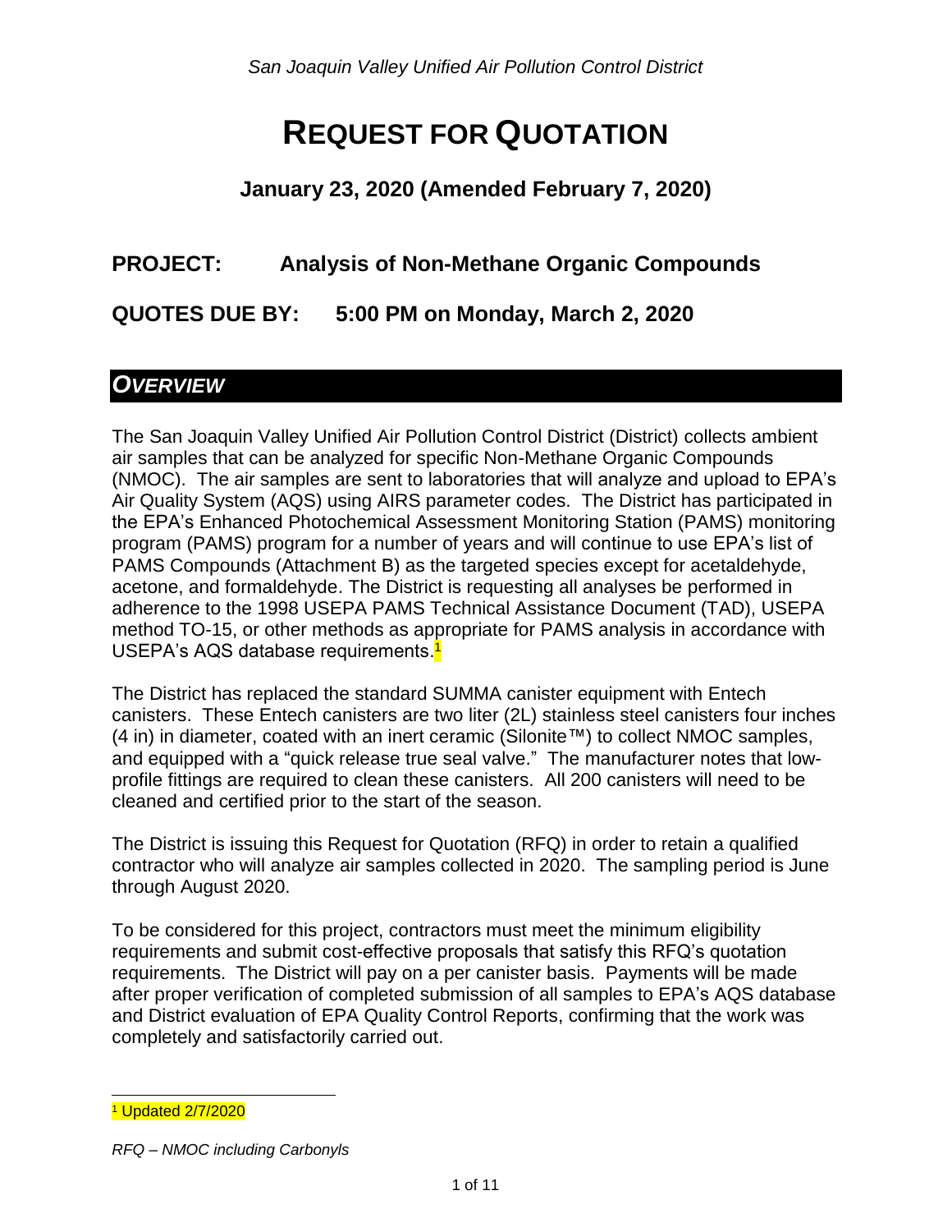*San Joaquin Valley Unified Air Pollution Control District*

# REQUEST FOR QUOTATION

### January 23, 2020 (Amended February 7, 2020)

## PROJECT: Analysis of Non-Methane Organic Compounds

## QUOTES DUE BY: 5:00 PM on Monday, March 2, 2020

## *OVERVIEW*

The San Joaquin Valley Unified Air Pollution Control District (District) collects ambient air samples that can be analyzed for specific Non-Methane Organic Compounds (NMOC). The air samples are sent to laboratories that will analyze and upload to EPA's Air Quality System (AQS) using AIRS parameter codes. The District has participated in the EPA's Enhanced Photochemical Assessment Monitoring Station (PAMS) monitoring program (PAMS) program for a number of years and will continue to use EPA's list of PAMS Compounds (Attachment B) as the targeted species except for acetaldehyde, acetone, and formaldehyde. The District is requesting all analyses be performed in adherence to the 1998 USEPA PAMS Technical Assistance Document (TAD), USEPA method TO-15, or other methods as appropriate for PAMS analysis in accordance with USEPA's AQS database requirements.[1]

The District has replaced the standard SUMMA canister equipment with Entech canisters. These Entech canisters are two liter (2L) stainless steel canisters four inches (4 in) in diameter, coated with an inert ceramic (Silonite™) to collect NMOC samples, and equipped with a "quick release true seal valve." The manufacturer notes that low-profile fittings are required to clean these canisters. All 200 canisters will need to be cleaned and certified prior to the start of the season.

The District is issuing this Request for Quotation (RFQ) in order to retain a qualified contractor who will analyze air samples collected in 2020. The sampling period is June through August 2020.

To be considered for this project, contractors must meet the minimum eligibility requirements and submit cost-effective proposals that satisfy this RFQ's quotation requirements. The District will pay on a per canister basis. Payments will be made after proper verification of completed submission of all samples to EPA's AQS database and District evaluation of EPA Quality Control Reports, confirming that the work was completely and satisfactorily carried out.

[1] Updated 2/7/2020

*RFQ – NMOC including Carbonyls*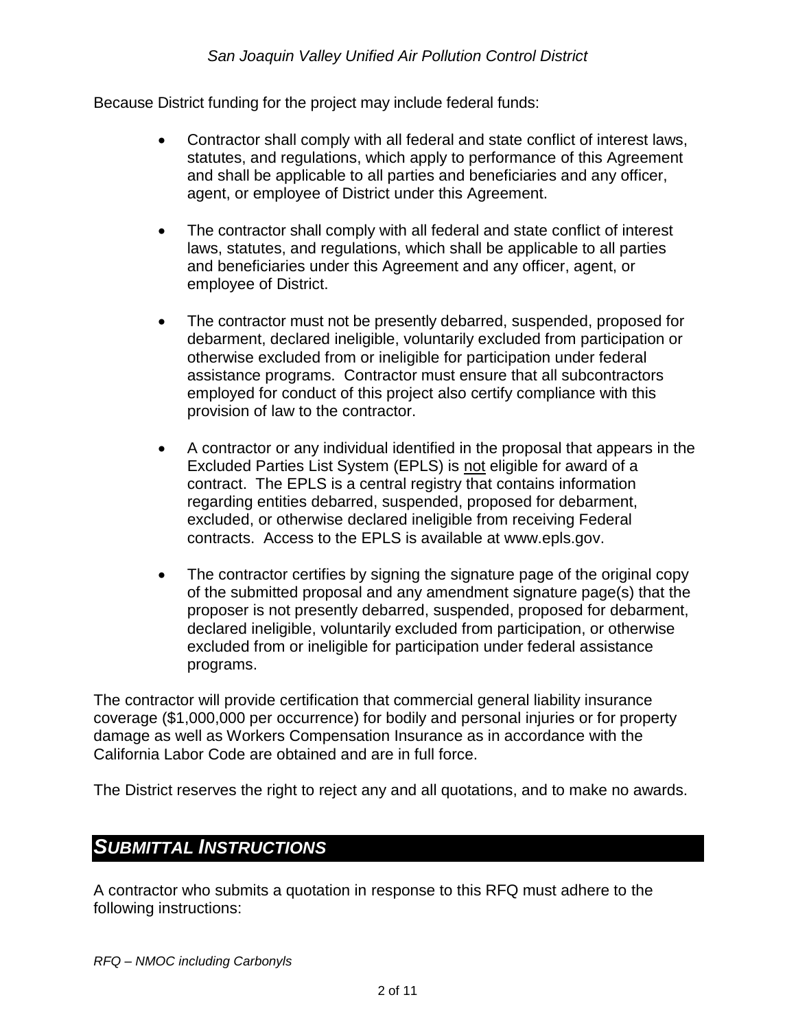Because District funding for the project may include federal funds:

- Contractor shall comply with all federal and state conflict of interest laws, statutes, and regulations, which apply to performance of this Agreement and shall be applicable to all parties and beneficiaries and any officer, agent, or employee of District under this Agreement.
- The contractor shall comply with all federal and state conflict of interest laws, statutes, and regulations, which shall be applicable to all parties and beneficiaries under this Agreement and any officer, agent, or employee of District.
- The contractor must not be presently debarred, suspended, proposed for debarment, declared ineligible, voluntarily excluded from participation or otherwise excluded from or ineligible for participation under federal assistance programs. Contractor must ensure that all subcontractors employed for conduct of this project also certify compliance with this provision of law to the contractor.
- A contractor or any individual identified in the proposal that appears in the Excluded Parties List System (EPLS) is not eligible for award of a contract. The EPLS is a central registry that contains information regarding entities debarred, suspended, proposed for debarment, excluded, or otherwise declared ineligible from receiving Federal contracts. Access to the EPLS is available at www.epls.gov.
- The contractor certifies by signing the signature page of the original copy of the submitted proposal and any amendment signature page(s) that the proposer is not presently debarred, suspended, proposed for debarment, declared ineligible, voluntarily excluded from participation, or otherwise excluded from or ineligible for participation under federal assistance programs.

The contractor will provide certification that commercial general liability insurance coverage ($1,000,000 per occurrence) for bodily and personal injuries or for property damage as well as Workers Compensation Insurance as in accordance with the California Labor Code are obtained and are in full force.

The District reserves the right to reject any and all quotations, and to make no awards.

## *SUBMITTAL INSTRUCTIONS*

A contractor who submits a quotation in response to this RFQ must adhere to the following instructions: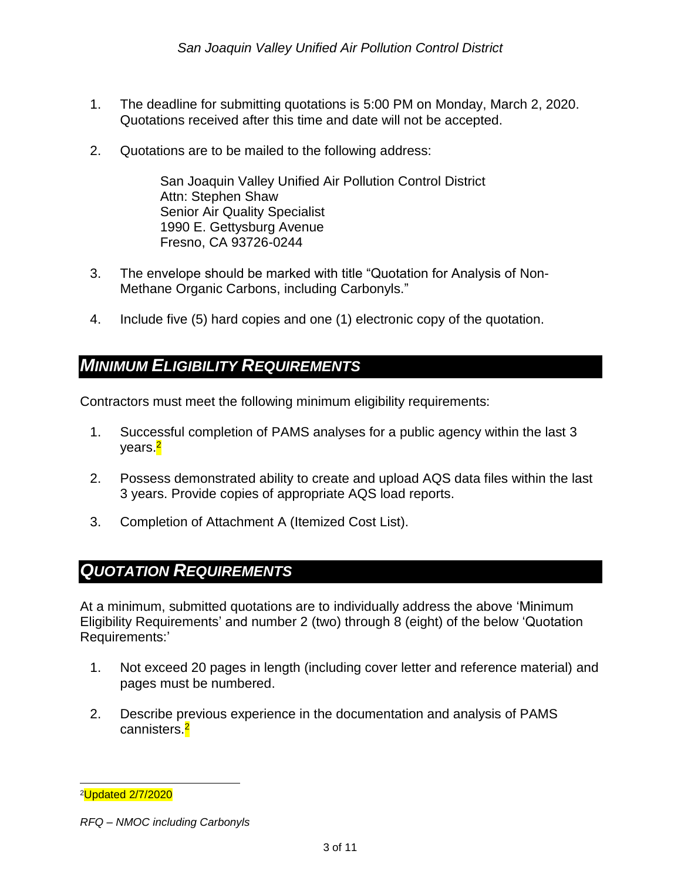1. The deadline for submitting quotations is 5:00 PM on Monday, March 2, 2020. Quotations received after this time and date will not be accepted.

2. Quotations are to be mailed to the following address:

   San Joaquin Valley Unified Air Pollution Control District
   Attn: Stephen Shaw
   Senior Air Quality Specialist
   1990 E. Gettysburg Avenue
   Fresno, CA 93726-0244

3. The envelope should be marked with title "Quotation for Analysis of Non-Methane Organic Carbons, including Carbonyls."

4. Include five (5) hard copies and one (1) electronic copy of the quotation.

## *MINIMUM ELIGIBILITY REQUIREMENTS*

Contractors must meet the following minimum eligibility requirements:

1. Successful completion of PAMS analyses for a public agency within the last 3 years.[2]

2. Possess demonstrated ability to create and upload AQS data files within the last 3 years. Provide copies of appropriate AQS load reports.

3. Completion of Attachment A (Itemized Cost List).

## *QUOTATION REQUIREMENTS*

At a minimum, submitted quotations are to individually address the above 'Minimum Eligibility Requirements' and number 2 (two) through 8 (eight) of the below 'Quotation Requirements:'

1. Not exceed 20 pages in length (including cover letter and reference material) and pages must be numbered.

2. Describe previous experience in the documentation and analysis of PAMS cannisters.[2]

---

[2] Updated 2/7/2020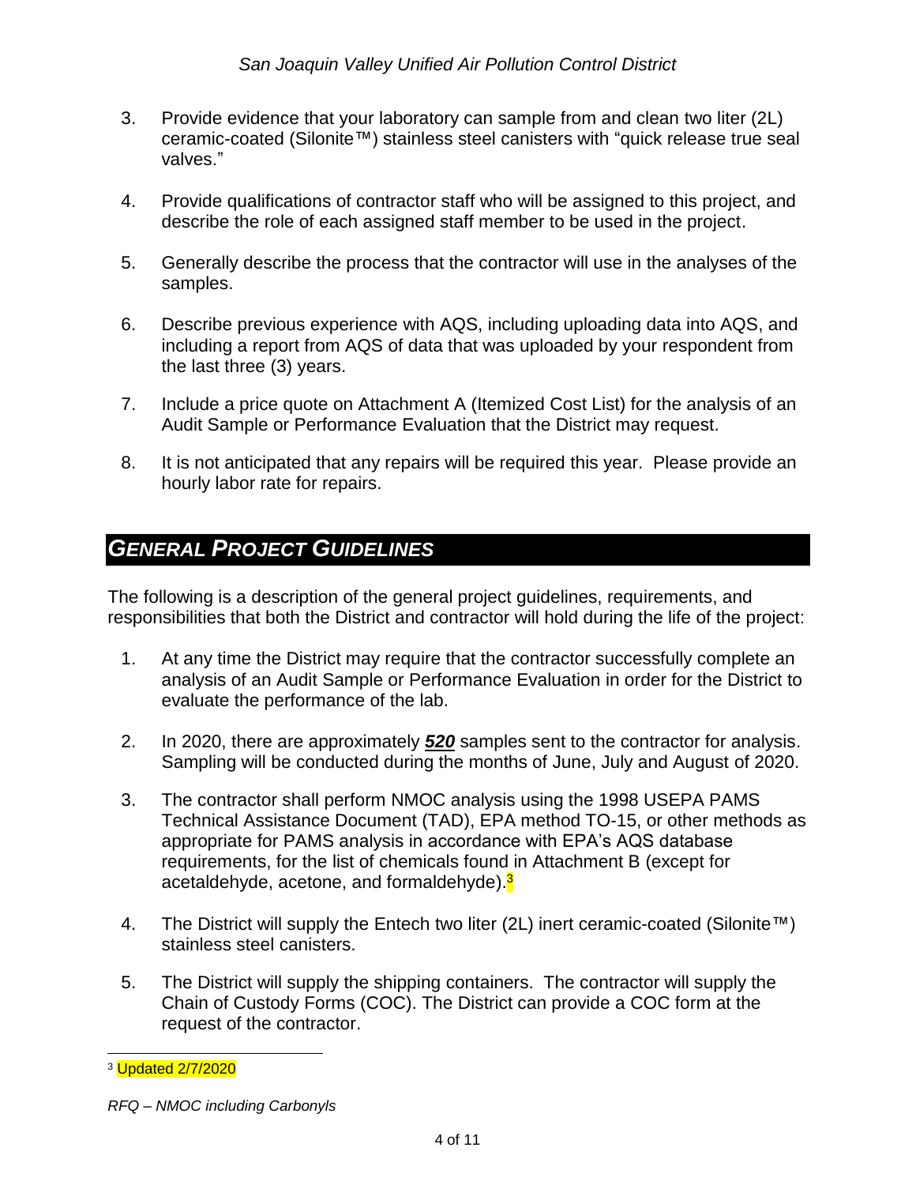3. Provide evidence that your laboratory can sample from and clean two liter (2L) ceramic-coated (Silonite™) stainless steel canisters with "quick release true seal valves."

4. Provide qualifications of contractor staff who will be assigned to this project, and describe the role of each assigned staff member to be used in the project.

5. Generally describe the process that the contractor will use in the analyses of the samples.

6. Describe previous experience with AQS, including uploading data into AQS, and including a report from AQS of data that was uploaded by your respondent from the last three (3) years.

7. Include a price quote on Attachment A (Itemized Cost List) for the analysis of an Audit Sample or Performance Evaluation that the District may request.

8. It is not anticipated that any repairs will be required this year. Please provide an hourly labor rate for repairs.

## *GENERAL PROJECT GUIDELINES*

The following is a description of the general project guidelines, requirements, and responsibilities that both the District and contractor will hold during the life of the project:

1. At any time the District may require that the contractor successfully complete an analysis of an Audit Sample or Performance Evaluation in order for the District to evaluate the performance of the lab.

2. In 2020, there are approximately ***520*** samples sent to the contractor for analysis. Sampling will be conducted during the months of June, July and August of 2020.

3. The contractor shall perform NMOC analysis using the 1998 USEPA PAMS Technical Assistance Document (TAD), EPA method TO-15, or other methods as appropriate for PAMS analysis in accordance with EPA's AQS database requirements, for the list of chemicals found in Attachment B (except for acetaldehyde, acetone, and formaldehyde).[3]

4. The District will supply the Entech two liter (2L) inert ceramic-coated (Silonite™) stainless steel canisters.

5. The District will supply the shipping containers. The contractor will supply the Chain of Custody Forms (COC). The District can provide a COC form at the request of the contractor.

[3] Updated 2/7/2020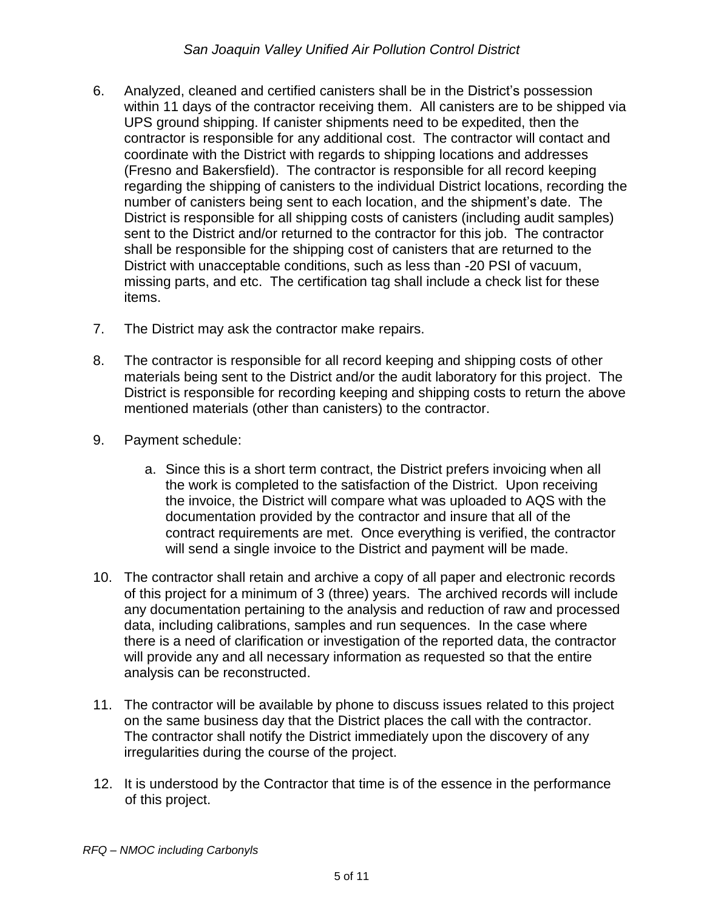6. Analyzed, cleaned and certified canisters shall be in the District's possession within 11 days of the contractor receiving them. All canisters are to be shipped via UPS ground shipping. If canister shipments need to be expedited, then the contractor is responsible for any additional cost. The contractor will contact and coordinate with the District with regards to shipping locations and addresses (Fresno and Bakersfield). The contractor is responsible for all record keeping regarding the shipping of canisters to the individual District locations, recording the number of canisters being sent to each location, and the shipment's date. The District is responsible for all shipping costs of canisters (including audit samples) sent to the District and/or returned to the contractor for this job. The contractor shall be responsible for the shipping cost of canisters that are returned to the District with unacceptable conditions, such as less than -20 PSI of vacuum, missing parts, and etc. The certification tag shall include a check list for these items.

7. The District may ask the contractor make repairs.

8. The contractor is responsible for all record keeping and shipping costs of other materials being sent to the District and/or the audit laboratory for this project. The District is responsible for recording keeping and shipping costs to return the above mentioned materials (other than canisters) to the contractor.

9. Payment schedule:

   a. Since this is a short term contract, the District prefers invoicing when all the work is completed to the satisfaction of the District. Upon receiving the invoice, the District will compare what was uploaded to AQS with the documentation provided by the contractor and insure that all of the contract requirements are met. Once everything is verified, the contractor will send a single invoice to the District and payment will be made.

10. The contractor shall retain and archive a copy of all paper and electronic records of this project for a minimum of 3 (three) years. The archived records will include any documentation pertaining to the analysis and reduction of raw and processed data, including calibrations, samples and run sequences. In the case where there is a need of clarification or investigation of the reported data, the contractor will provide any and all necessary information as requested so that the entire analysis can be reconstructed.

11. The contractor will be available by phone to discuss issues related to this project on the same business day that the District places the call with the contractor. The contractor shall notify the District immediately upon the discovery of any irregularities during the course of the project.

12. It is understood by the Contractor that time is of the essence in the performance of this project.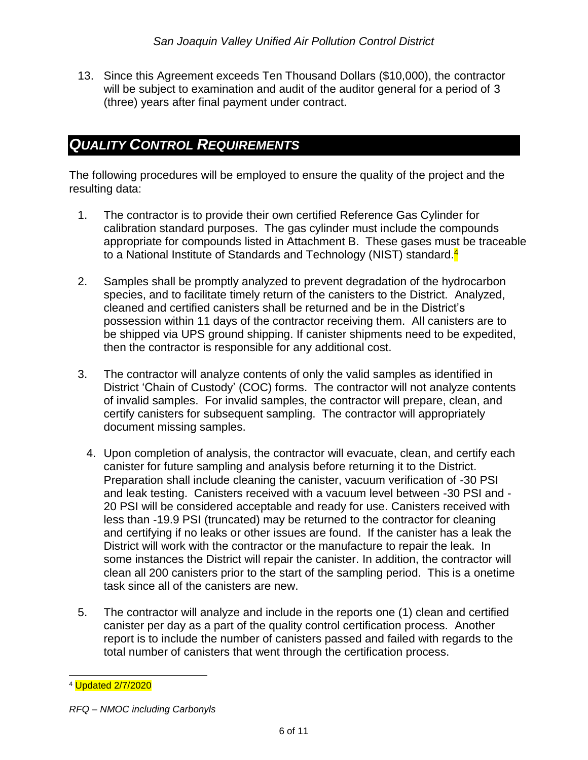13. Since this Agreement exceeds Ten Thousand Dollars ($10,000), the contractor will be subject to examination and audit of the auditor general for a period of 3 (three) years after final payment under contract.

## *QUALITY CONTROL REQUIREMENTS*

The following procedures will be employed to ensure the quality of the project and the resulting data:

1. The contractor is to provide their own certified Reference Gas Cylinder for calibration standard purposes. The gas cylinder must include the compounds appropriate for compounds listed in Attachment B. These gases must be traceable to a National Institute of Standards and Technology (NIST) standard.[4]

2. Samples shall be promptly analyzed to prevent degradation of the hydrocarbon species, and to facilitate timely return of the canisters to the District. Analyzed, cleaned and certified canisters shall be returned and be in the District's possession within 11 days of the contractor receiving them. All canisters are to be shipped via UPS ground shipping. If canister shipments need to be expedited, then the contractor is responsible for any additional cost.

3. The contractor will analyze contents of only the valid samples as identified in District 'Chain of Custody' (COC) forms. The contractor will not analyze contents of invalid samples. For invalid samples, the contractor will prepare, clean, and certify canisters for subsequent sampling. The contractor will appropriately document missing samples.

4. Upon completion of analysis, the contractor will evacuate, clean, and certify each canister for future sampling and analysis before returning it to the District. Preparation shall include cleaning the canister, vacuum verification of -30 PSI and leak testing. Canisters received with a vacuum level between -30 PSI and -20 PSI will be considered acceptable and ready for use. Canisters received with less than -19.9 PSI (truncated) may be returned to the contractor for cleaning and certifying if no leaks or other issues are found. If the canister has a leak the District will work with the contractor or the manufacture to repair the leak. In some instances the District will repair the canister. In addition, the contractor will clean all 200 canisters prior to the start of the sampling period. This is a onetime task since all of the canisters are new.

5. The contractor will analyze and include in the reports one (1) clean and certified canister per day as a part of the quality control certification process. Another report is to include the number of canisters passed and failed with regards to the total number of canisters that went through the certification process.

---

[4] Updated 2/7/2020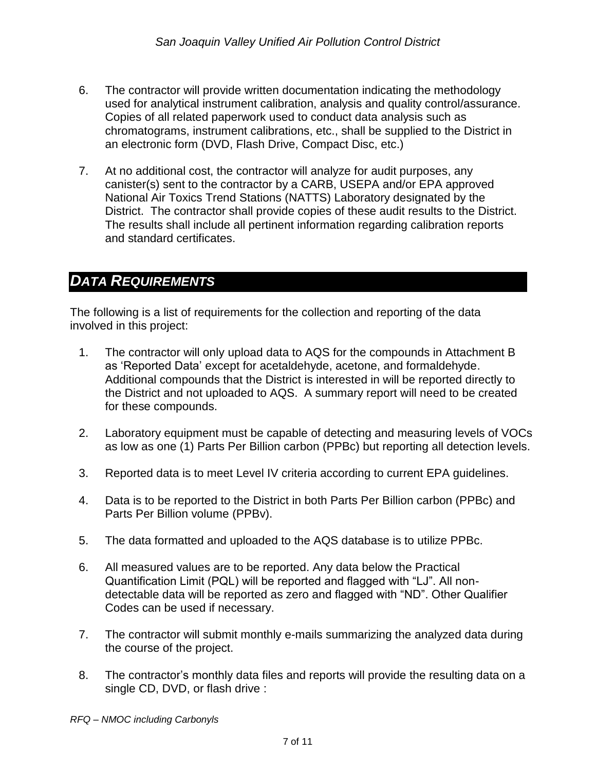6. The contractor will provide written documentation indicating the methodology used for analytical instrument calibration, analysis and quality control/assurance. Copies of all related paperwork used to conduct data analysis such as chromatograms, instrument calibrations, etc., shall be supplied to the District in an electronic form (DVD, Flash Drive, Compact Disc, etc.)

7. At no additional cost, the contractor will analyze for audit purposes, any canister(s) sent to the contractor by a CARB, USEPA and/or EPA approved National Air Toxics Trend Stations (NATTS) Laboratory designated by the District. The contractor shall provide copies of these audit results to the District. The results shall include all pertinent information regarding calibration reports and standard certificates.

## *DATA REQUIREMENTS*

The following is a list of requirements for the collection and reporting of the data involved in this project:

1. The contractor will only upload data to AQS for the compounds in Attachment B as 'Reported Data' except for acetaldehyde, acetone, and formaldehyde. Additional compounds that the District is interested in will be reported directly to the District and not uploaded to AQS. A summary report will need to be created for these compounds.

2. Laboratory equipment must be capable of detecting and measuring levels of VOCs as low as one (1) Parts Per Billion carbon (PPBc) but reporting all detection levels.

3. Reported data is to meet Level IV criteria according to current EPA guidelines.

4. Data is to be reported to the District in both Parts Per Billion carbon (PPBc) and Parts Per Billion volume (PPBv).

5. The data formatted and uploaded to the AQS database is to utilize PPBc.

6. All measured values are to be reported. Any data below the Practical Quantification Limit (PQL) will be reported and flagged with "LJ". All non-detectable data will be reported as zero and flagged with "ND". Other Qualifier Codes can be used if necessary.

7. The contractor will submit monthly e-mails summarizing the analyzed data during the course of the project.

8. The contractor's monthly data files and reports will provide the resulting data on a single CD, DVD, or flash drive :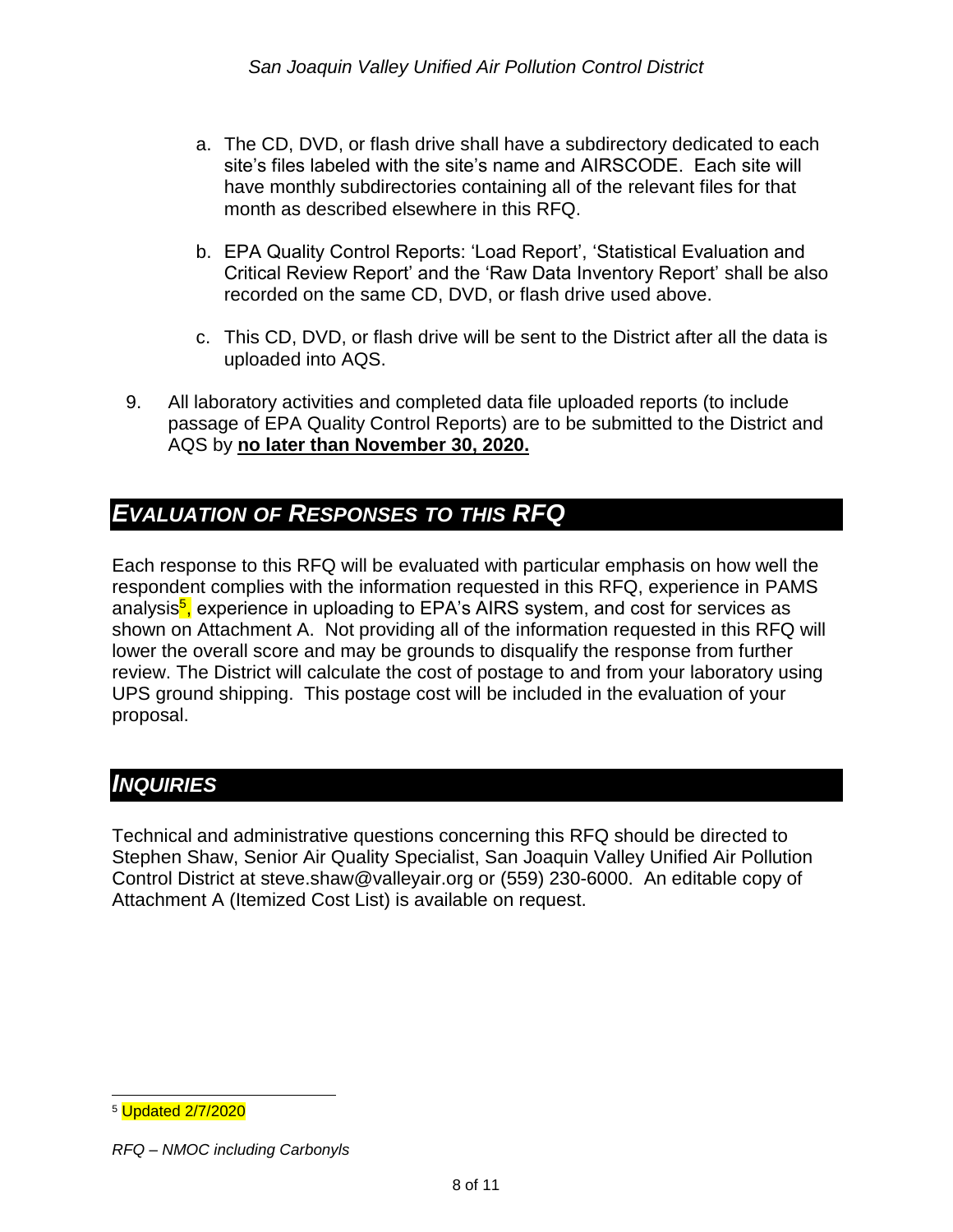a. The CD, DVD, or flash drive shall have a subdirectory dedicated to each site's files labeled with the site's name and AIRSCODE. Each site will have monthly subdirectories containing all of the relevant files for that month as described elsewhere in this RFQ.

b. EPA Quality Control Reports: 'Load Report', 'Statistical Evaluation and Critical Review Report' and the 'Raw Data Inventory Report' shall be also recorded on the same CD, DVD, or flash drive used above.

c. This CD, DVD, or flash drive will be sent to the District after all the data is uploaded into AQS.

9. All laboratory activities and completed data file uploaded reports (to include passage of EPA Quality Control Reports) are to be submitted to the District and AQS by **no later than November 30, 2020.**

## *EVALUATION OF RESPONSES TO THIS RFQ*

Each response to this RFQ will be evaluated with particular emphasis on how well the respondent complies with the information requested in this RFQ, experience in PAMS analysis[5], experience in uploading to EPA's AIRS system, and cost for services as shown on Attachment A. Not providing all of the information requested in this RFQ will lower the overall score and may be grounds to disqualify the response from further review. The District will calculate the cost of postage to and from your laboratory using UPS ground shipping. This postage cost will be included in the evaluation of your proposal.

## *INQUIRIES*

Technical and administrative questions concerning this RFQ should be directed to Stephen Shaw, Senior Air Quality Specialist, San Joaquin Valley Unified Air Pollution Control District at steve.shaw@valleyair.org or (559) 230-6000. An editable copy of Attachment A (Itemized Cost List) is available on request.

[5] Updated 2/7/2020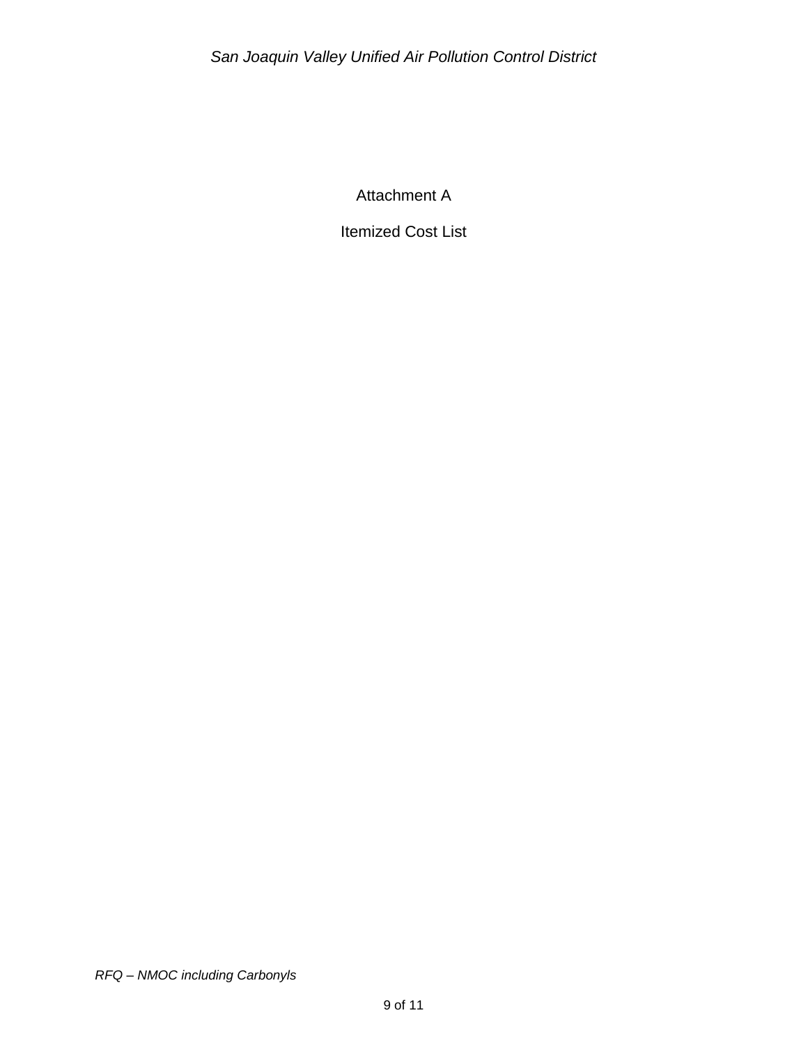# Attachment A

## Itemized Cost List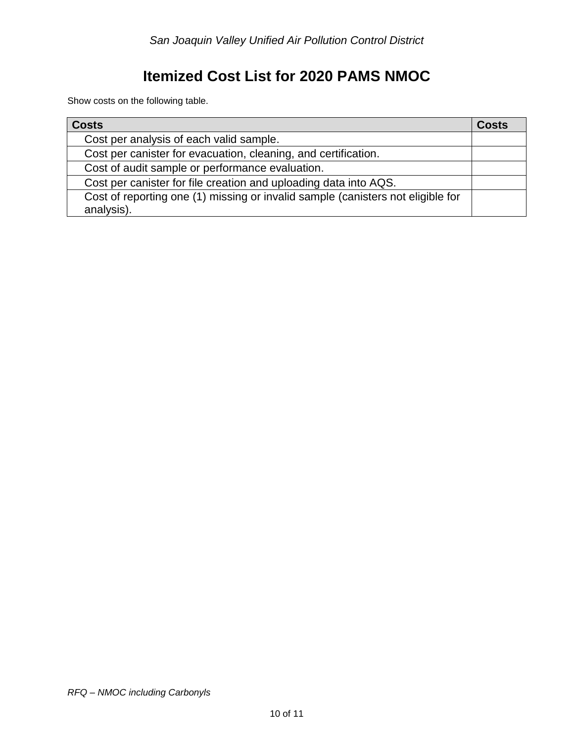# Itemized Cost List for 2020 PAMS NMOC

Show costs on the following table.

| Costs | Costs |
|---|---|
| Cost per analysis of each valid sample. | |
| Cost per canister for evacuation, cleaning, and certification. | |
| Cost of audit sample or performance evaluation. | |
| Cost per canister for file creation and uploading data into AQS. | |
| Cost of reporting one (1) missing or invalid sample (canisters not eligible for analysis). | |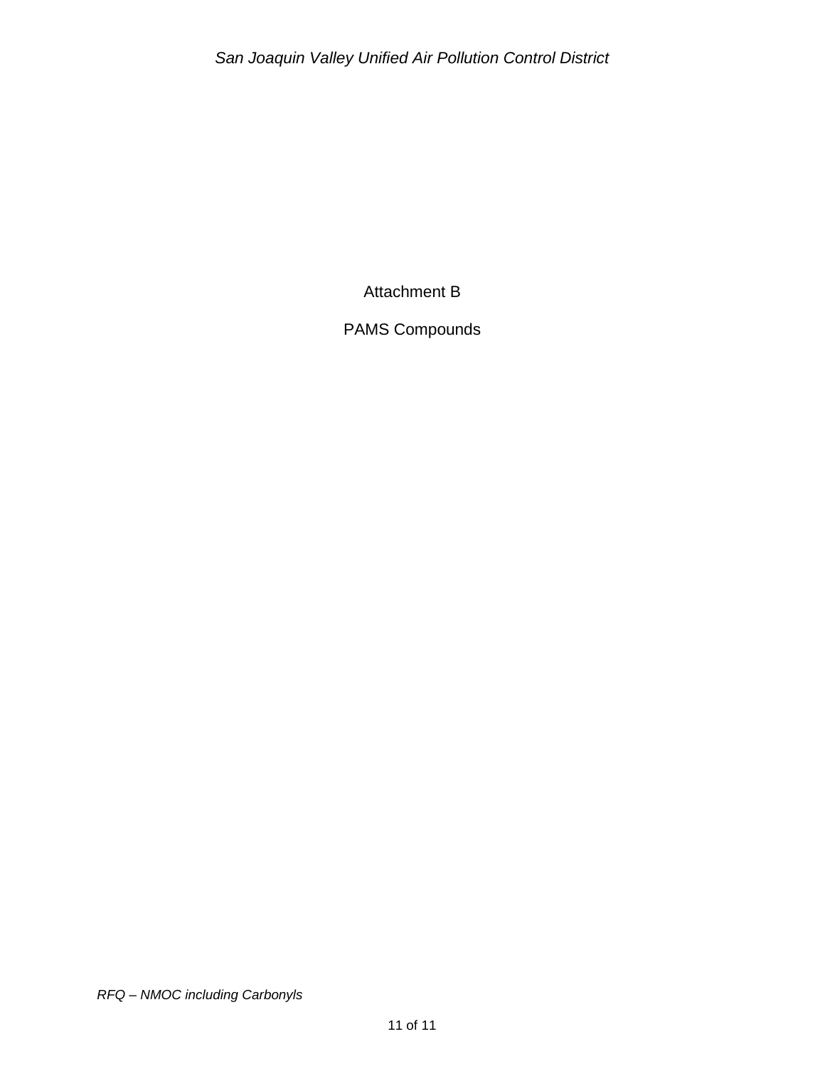Attachment B

PAMS Compounds